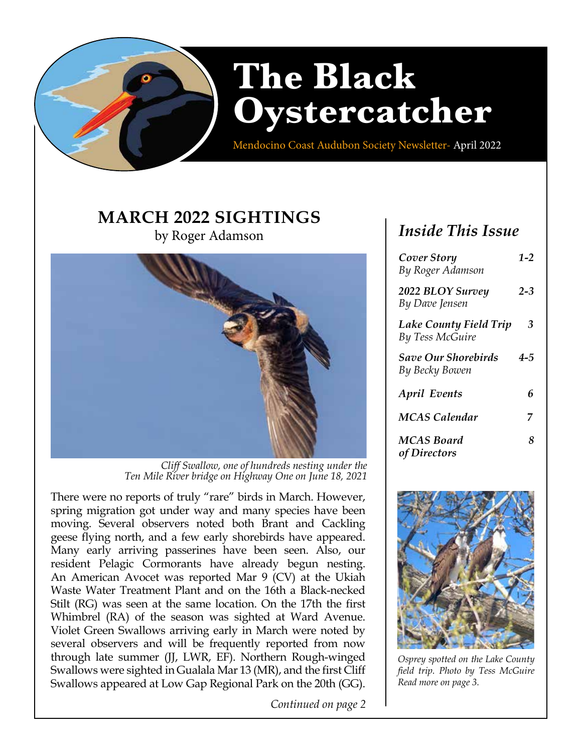# The Black Oystercatcher

Mendocino Coast Audubon Society Newsletter- April 2022

## MARCH 2022 SIGHTINGS

by Roger Adamson

*Cliff Swallow, one of hundreds nesting under the Ten Mile River bridge on Highway One on June 18, 2021*

There were no reports of truly "rare" birds in March. However, spring migration got under way and many species have been moving. Several observers noted both Brant and Cackling geese flying north, and a few early shorebirds have appeared. Many early arriving passerines have been seen. Also, our resident Pelagic Cormorants have already begun nesting. An American Avocet was reported Mar 9 (CV) at the Ukiah Waste Water Treatment Plant and on the 16th a Black-necked Stilt (RG) was seen at the same location. On the 17th the first Whimbrel (RA) of the season was sighted at Ward Avenue. Violet Green Swallows arriving early in March were noted by several observers and will be frequently reported from now through late summer (JJ, LWR, EF). Northern Rough-winged Swallows were sighted in Gualala Mar 13 (MR), and the first Cliff Swallows appeared at Low Gap Regional Park on the 20th (GG).

*Continued on page 2*

## *Inside This Issue*

| | |
|---|---|
| ***Cover Story*** *By Roger Adamson* | ***1-2*** |
| ***2022 BLOY Survey*** *By Dave Jensen* | ***2-3*** |
| ***Lake County Field Trip*** *By Tess McGuire* | ***3*** |
| ***Save Our Shorebirds*** *By Becky Bowen* | ***4-5*** |
| ***April Events*** | ***6*** |
| ***MCAS Calendar*** | ***7*** |
| ***MCAS Board of Directors*** | ***8*** |

*Osprey spotted on the Lake County field trip. Photo by Tess McGuire Read more on page 3.*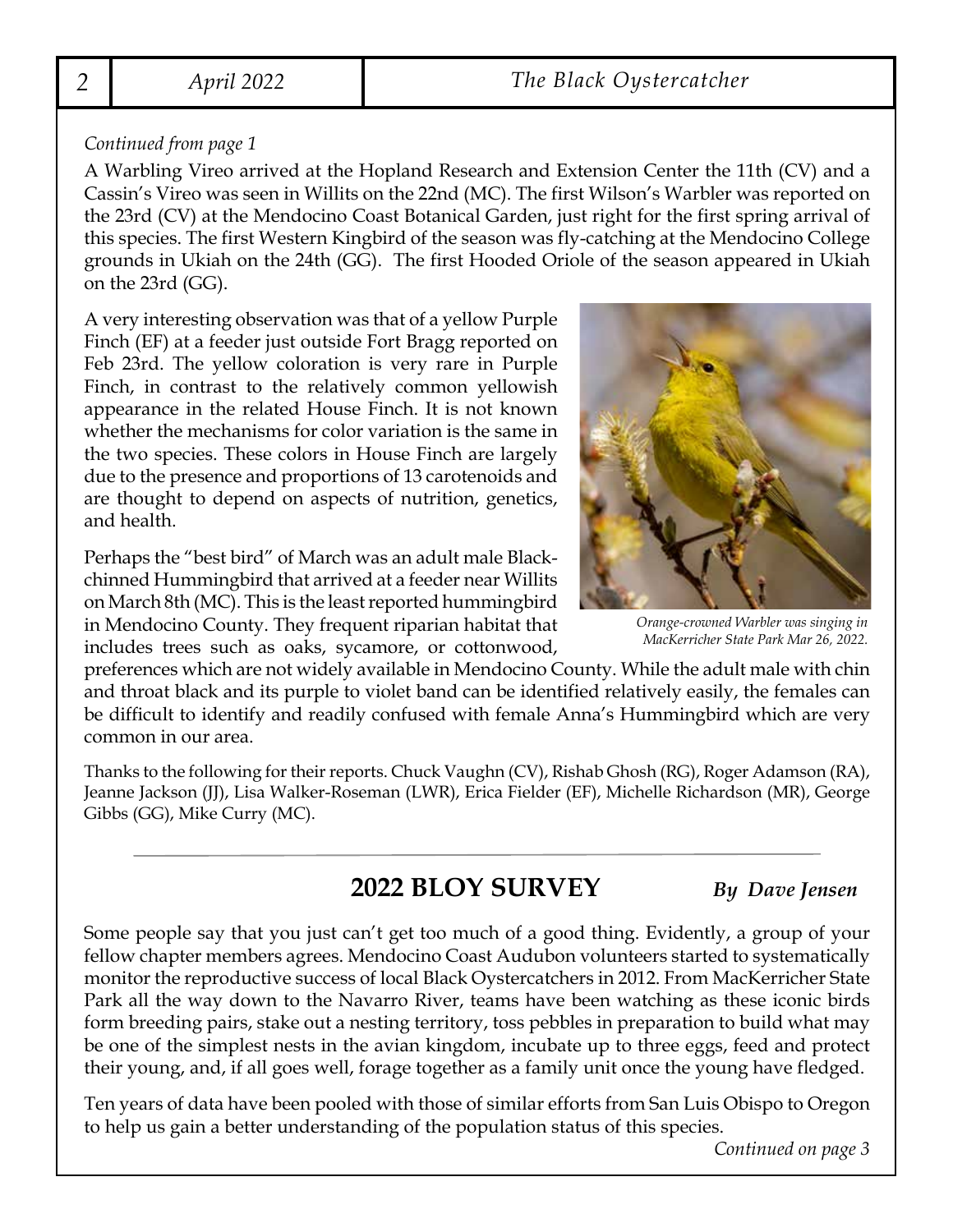*Continued from page 1*

A Warbling Vireo arrived at the Hopland Research and Extension Center the 11th (CV) and a Cassin's Vireo was seen in Willits on the 22nd (MC). The first Wilson's Warbler was reported on the 23rd (CV) at the Mendocino Coast Botanical Garden, just right for the first spring arrival of this species. The first Western Kingbird of the season was fly-catching at the Mendocino College grounds in Ukiah on the 24th (GG). The first Hooded Oriole of the season appeared in Ukiah on the 23rd (GG).

A very interesting observation was that of a yellow Purple Finch (EF) at a feeder just outside Fort Bragg reported on Feb 23rd. The yellow coloration is very rare in Purple Finch, in contrast to the relatively common yellowish appearance in the related House Finch. It is not known whether the mechanisms for color variation is the same in the two species. These colors in House Finch are largely due to the presence and proportions of 13 carotenoids and are thought to depend on aspects of nutrition, genetics, and health.

*Orange-crowned Warbler was singing in MacKerricher State Park Mar 26, 2022.*

Perhaps the "best bird" of March was an adult male Black-chinned Hummingbird that arrived at a feeder near Willits on March 8th (MC). This is the least reported hummingbird in Mendocino County. They frequent riparian habitat that includes trees such as oaks, sycamore, or cottonwood, preferences which are not widely available in Mendocino County. While the adult male with chin and throat black and its purple to violet band can be identified relatively easily, the females can be difficult to identify and readily confused with female Anna's Hummingbird which are very common in our area.

Thanks to the following for their reports. Chuck Vaughn (CV), Rishab Ghosh (RG), Roger Adamson (RA), Jeanne Jackson (JJ), Lisa Walker-Roseman (LWR), Erica Fielder (EF), Michelle Richardson (MR), George Gibbs (GG), Mike Curry (MC).

---

## 2022 BLOY SURVEY

***By Dave Jensen***

Some people say that you just can't get too much of a good thing. Evidently, a group of your fellow chapter members agrees. Mendocino Coast Audubon volunteers started to systematically monitor the reproductive success of local Black Oystercatchers in 2012. From MacKerricher State Park all the way down to the Navarro River, teams have been watching as these iconic birds form breeding pairs, stake out a nesting territory, toss pebbles in preparation to build what may be one of the simplest nests in the avian kingdom, incubate up to three eggs, feed and protect their young, and, if all goes well, forage together as a family unit once the young have fledged.

Ten years of data have been pooled with those of similar efforts from San Luis Obispo to Oregon to help us gain a better understanding of the population status of this species.

*Continued on page 3*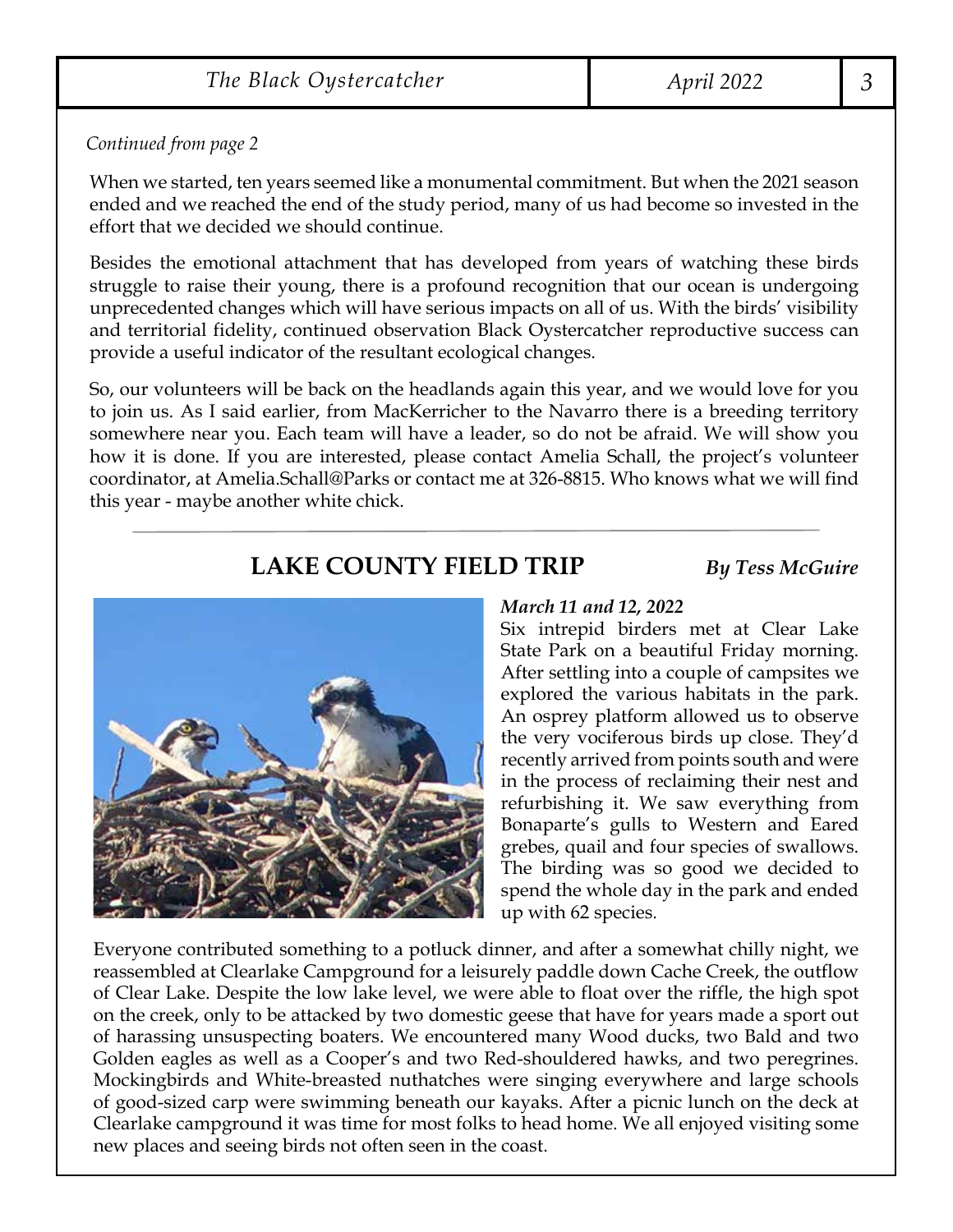*Continued from page 2*

When we started, ten years seemed like a monumental commitment. But when the 2021 season ended and we reached the end of the study period, many of us had become so invested in the effort that we decided we should continue.

Besides the emotional attachment that has developed from years of watching these birds struggle to raise their young, there is a profound recognition that our ocean is undergoing unprecedented changes which will have serious impacts on all of us. With the birds' visibility and territorial fidelity, continued observation Black Oystercatcher reproductive success can provide a useful indicator of the resultant ecological changes.

So, our volunteers will be back on the headlands again this year, and we would love for you to join us. As I said earlier, from MacKerricher to the Navarro there is a breeding territory somewhere near you. Each team will have a leader, so do not be afraid. We will show you how it is done. If you are interested, please contact Amelia Schall, the project's volunteer coordinator, at Amelia.Schall@Parks or contact me at 326-8815. Who knows what we will find this year - maybe another white chick.

---

## LAKE COUNTY FIELD TRIP

***By Tess McGuire***

***March 11 and 12, 2022***

Six intrepid birders met at Clear Lake State Park on a beautiful Friday morning. After settling into a couple of campsites we explored the various habitats in the park. An osprey platform allowed us to observe the very vociferous birds up close. They'd recently arrived from points south and were in the process of reclaiming their nest and refurbishing it. We saw everything from Bonaparte's gulls to Western and Eared grebes, quail and four species of swallows. The birding was so good we decided to spend the whole day in the park and ended up with 62 species.

Everyone contributed something to a potluck dinner, and after a somewhat chilly night, we reassembled at Clearlake Campground for a leisurely paddle down Cache Creek, the outflow of Clear Lake. Despite the low lake level, we were able to float over the riffle, the high spot on the creek, only to be attacked by two domestic geese that have for years made a sport out of harassing unsuspecting boaters. We encountered many Wood ducks, two Bald and two Golden eagles as well as a Cooper's and two Red-shouldered hawks, and two peregrines. Mockingbirds and White-breasted nuthatches were singing everywhere and large schools of good-sized carp were swimming beneath our kayaks. After a picnic lunch on the deck at Clearlake campground it was time for most folks to head home. We all enjoyed visiting some new places and seeing birds not often seen in the coast.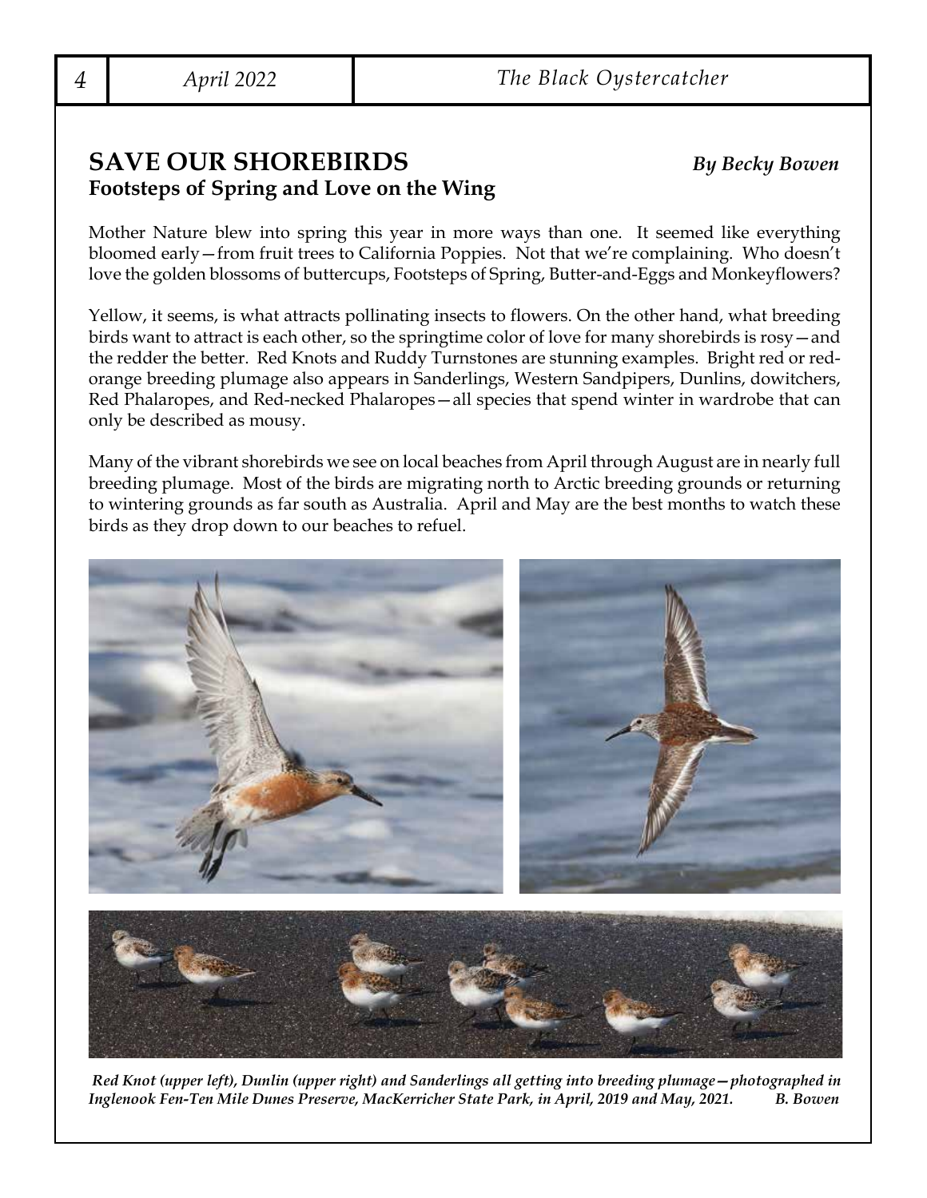## SAVE OUR SHOREBIRDS

*By Becky Bowen*

### Footsteps of Spring and Love on the Wing

Mother Nature blew into spring this year in more ways than one. It seemed like everything bloomed early—from fruit trees to California Poppies. Not that we're complaining. Who doesn't love the golden blossoms of buttercups, Footsteps of Spring, Butter-and-Eggs and Monkeyflowers?

Yellow, it seems, is what attracts pollinating insects to flowers. On the other hand, what breeding birds want to attract is each other, so the springtime color of love for many shorebirds is rosy—and the redder the better. Red Knots and Ruddy Turnstones are stunning examples. Bright red or red-orange breeding plumage also appears in Sanderlings, Western Sandpipers, Dunlins, dowitchers, Red Phalaropes, and Red-necked Phalaropes—all species that spend winter in wardrobe that can only be described as mousy.

Many of the vibrant shorebirds we see on local beaches from April through August are in nearly full breeding plumage. Most of the birds are migrating north to Arctic breeding grounds or returning to wintering grounds as far south as Australia. April and May are the best months to watch these birds as they drop down to our beaches to refuel.

*Red Knot (upper left), Dunlin (upper right) and Sanderlings all getting into breeding plumage—photographed in Inglenook Fen-Ten Mile Dunes Preserve, MacKerricher State Park, in April, 2019 and May, 2021. B. Bowen*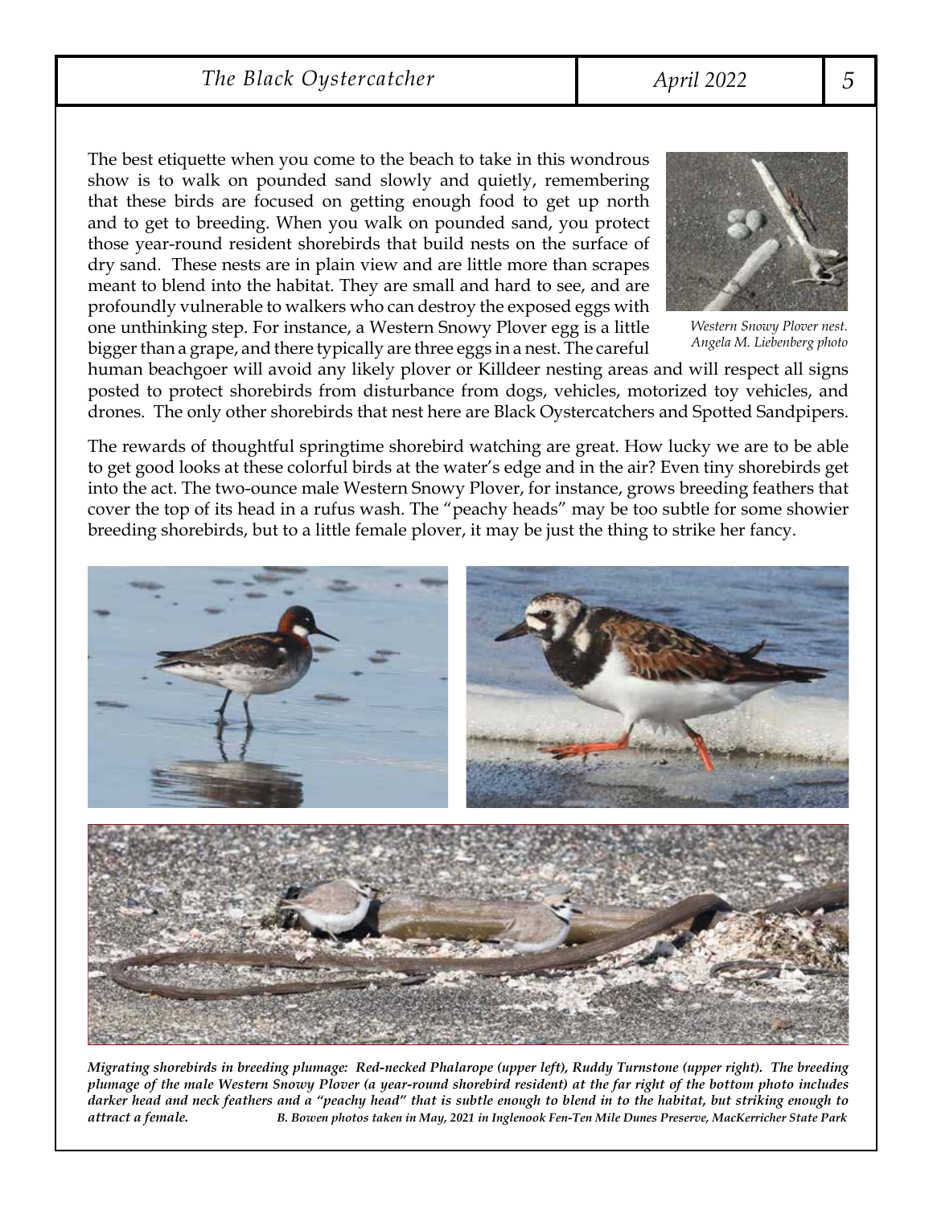The best etiquette when you come to the beach to take in this wondrous show is to walk on pounded sand slowly and quietly, remembering that these birds are focused on getting enough food to get up north and to get to breeding. When you walk on pounded sand, you protect those year-round resident shorebirds that build nests on the surface of dry sand. These nests are in plain view and are little more than scrapes meant to blend into the habitat. They are small and hard to see, and are profoundly vulnerable to walkers who can destroy the exposed eggs with one unthinking step. For instance, a Western Snowy Plover egg is a little bigger than a grape, and there typically are three eggs in a nest. The careful human beachgoer will avoid any likely plover or Killdeer nesting areas and will respect all signs posted to protect shorebirds from disturbance from dogs, vehicles, motorized toy vehicles, and drones. The only other shorebirds that nest here are Black Oystercatchers and Spotted Sandpipers.

*Western Snowy Plover nest. Angela M. Liebenberg photo*

The rewards of thoughtful springtime shorebird watching are great. How lucky we are to be able to get good looks at these colorful birds at the water's edge and in the air? Even tiny shorebirds get into the act. The two-ounce male Western Snowy Plover, for instance, grows breeding feathers that cover the top of its head in a rufus wash. The "peachy heads" may be too subtle for some showier breeding shorebirds, but to a little female plover, it may be just the thing to strike her fancy.

***Migrating shorebirds in breeding plumage: Red-necked Phalarope (upper left), Ruddy Turnstone (upper right). The breeding plumage of the male Western Snowy Plover (a year-round shorebird resident) at the far right of the bottom photo includes darker head and neck feathers and a "peachy head" that is subtle enough to blend in to the habitat, but striking enough to attract a female.*** *B. Bowen photos taken in May, 2021 in Inglenook Fen-Ten Mile Dunes Preserve, MacKerricher State Park*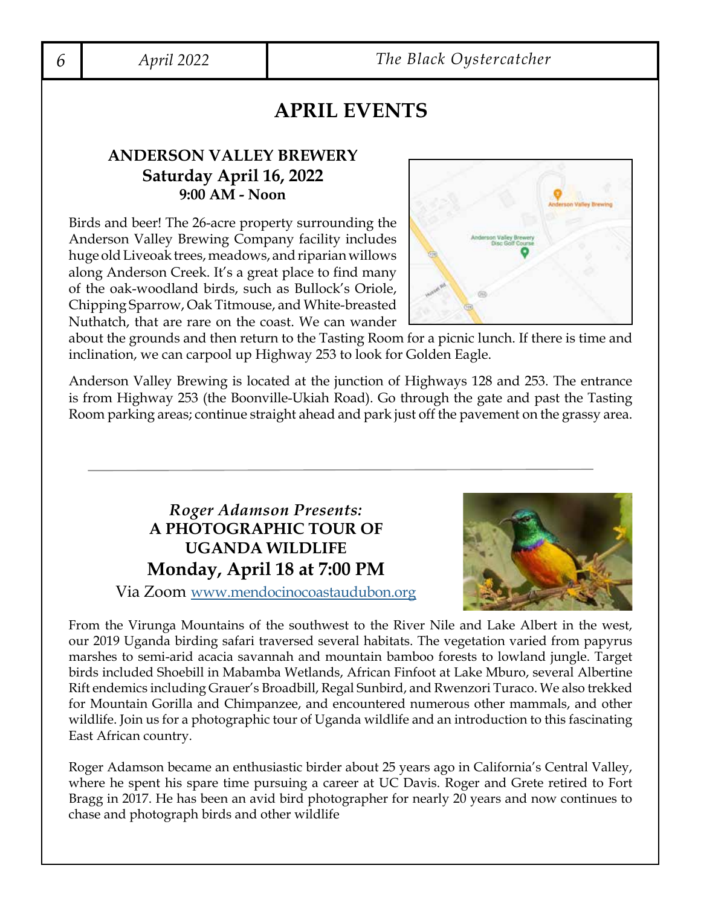# APRIL EVENTS

## ANDERSON VALLEY BREWERY
**Saturday April 16, 2022**
**9:00 AM - Noon**

Birds and beer! The 26-acre property surrounding the Anderson Valley Brewing Company facility includes huge old Liveoak trees, meadows, and riparian willows along Anderson Creek. It's a great place to find many of the oak-woodland birds, such as Bullock's Oriole, Chipping Sparrow, Oak Titmouse, and White-breasted Nuthatch, that are rare on the coast. We can wander about the grounds and then return to the Tasting Room for a picnic lunch. If there is time and inclination, we can carpool up Highway 253 to look for Golden Eagle.

Anderson Valley Brewing is located at the junction of Highways 128 and 253. The entrance is from Highway 253 (the Boonville-Ukiah Road). Go through the gate and past the Tasting Room parking areas; continue straight ahead and park just off the pavement on the grassy area.

---

*Roger Adamson Presents:*
## A PHOTOGRAPHIC TOUR OF UGANDA WILDLIFE
**Monday, April 18 at 7:00 PM**

Via Zoom www.mendocinocoastaudubon.org

From the Virunga Mountains of the southwest to the River Nile and Lake Albert in the west, our 2019 Uganda birding safari traversed several habitats. The vegetation varied from papyrus marshes to semi-arid acacia savannah and mountain bamboo forests to lowland jungle. Target birds included Shoebill in Mabamba Wetlands, African Finfoot at Lake Mburo, several Albertine Rift endemics including Grauer's Broadbill, Regal Sunbird, and Rwenzori Turaco. We also trekked for Mountain Gorilla and Chimpanzee, and encountered numerous other mammals, and other wildlife. Join us for a photographic tour of Uganda wildlife and an introduction to this fascinating East African country.

Roger Adamson became an enthusiastic birder about 25 years ago in California's Central Valley, where he spent his spare time pursuing a career at UC Davis. Roger and Grete retired to Fort Bragg in 2017. He has been an avid bird photographer for nearly 20 years and now continues to chase and photograph birds and other wildlife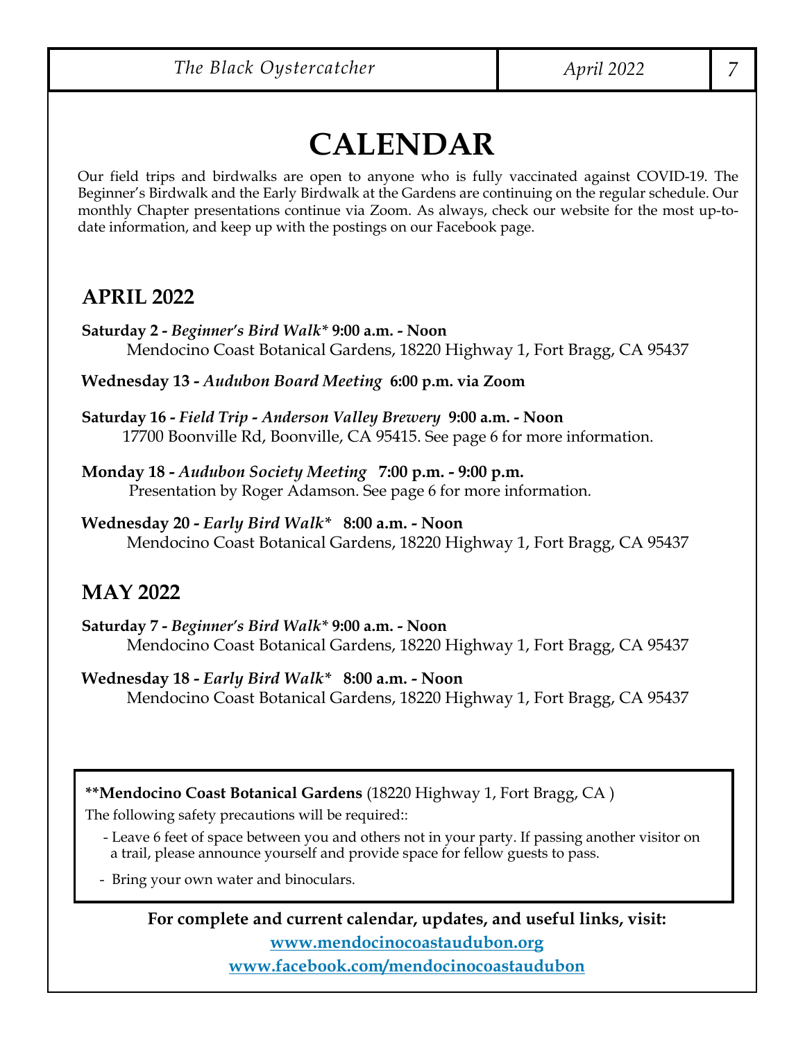# CALENDAR

Our field trips and birdwalks are open to anyone who is fully vaccinated against COVID-19. The Beginner's Birdwalk and the Early Birdwalk at the Gardens are continuing on the regular schedule. Our monthly Chapter presentations continue via Zoom. As always, check our website for the most up-to-date information, and keep up with the postings on our Facebook page.

## APRIL 2022

**Saturday 2 -** ***Beginner's Bird Walk**** **9:00 a.m. - Noon**
Mendocino Coast Botanical Gardens, 18220 Highway 1, Fort Bragg, CA 95437

**Wednesday 13 -** ***Audubon Board Meeting*** **6:00 p.m. via Zoom**

**Saturday 16 -** ***Field Trip - Anderson Valley Brewery*** **9:00 a.m. - Noon**
17700 Boonville Rd, Boonville, CA 95415. See page 6 for more information.

**Monday 18 -** ***Audubon Society Meeting*** **7:00 p.m. - 9:00 p.m.**
Presentation by Roger Adamson. See page 6 for more information.

**Wednesday 20 -** ***Early Bird Walk**** **8:00 a.m. - Noon**
Mendocino Coast Botanical Gardens, 18220 Highway 1, Fort Bragg, CA 95437

## MAY 2022

**Saturday 7 -** ***Beginner's Bird Walk**** **9:00 a.m. - Noon**
Mendocino Coast Botanical Gardens, 18220 Highway 1, Fort Bragg, CA 95437

**Wednesday 18 -** ***Early Bird Walk**** **8:00 a.m. - Noon**
Mendocino Coast Botanical Gardens, 18220 Highway 1, Fort Bragg, CA 95437

**\*\*Mendocino Coast Botanical Gardens** (18220 Highway 1, Fort Bragg, CA )

The following safety precautions will be required::

- Leave 6 feet of space between you and others not in your party. If passing another visitor on a trail, please announce yourself and provide space for fellow guests to pass.
- Bring your own water and binoculars.

**For complete and current calendar, updates, and useful links, visit:**

**www.mendocinocoastaudubon.org**

**www.facebook.com/mendocinocoastaudubon**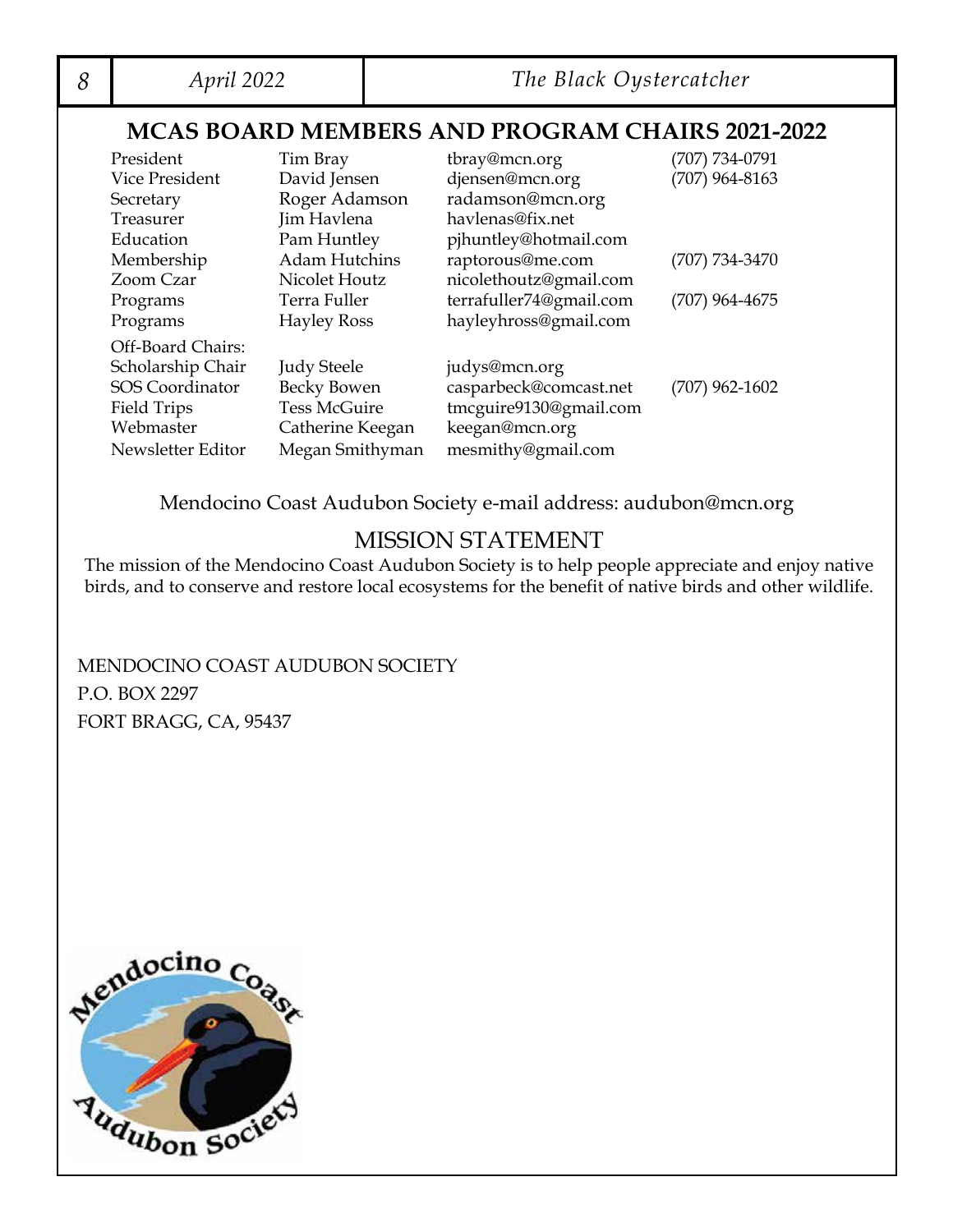## MCAS BOARD MEMBERS AND PROGRAM CHAIRS 2021-2022

| | | | |
|---|---|---|---|
| President | Tim Bray | tbray@mcn.org | (707) 734-0791 |
| Vice President | David Jensen | djensen@mcn.org | (707) 964-8163 |
| Secretary | Roger Adamson | radamson@mcn.org | |
| Treasurer | Jim Havlena | havlenas@fix.net | |
| Education | Pam Huntley | pjhuntley@hotmail.com | |
| Membership | Adam Hutchins | raptorous@me.com | (707) 734-3470 |
| Zoom Czar | Nicolet Houtz | nicolethoutz@gmail.com | |
| Programs | Terra Fuller | terrafuller74@gmail.com | (707) 964-4675 |
| Programs | Hayley Ross | hayleyhross@gmail.com | |
| Off-Board Chairs: | | | |
| Scholarship Chair | Judy Steele | judys@mcn.org | |
| SOS Coordinator | Becky Bowen | casparbeck@comcast.net | (707) 962-1602 |
| Field Trips | Tess McGuire | tmcguire9130@gmail.com | |
| Webmaster | Catherine Keegan | keegan@mcn.org | |
| Newsletter Editor | Megan Smithyman | mesmithy@gmail.com | |

Mendocino Coast Audubon Society e-mail address: audubon@mcn.org

## MISSION STATEMENT

The mission of the Mendocino Coast Audubon Society is to help people appreciate and enjoy native birds, and to conserve and restore local ecosystems for the benefit of native birds and other wildlife.

MENDOCINO COAST AUDUBON SOCIETY
P.O. BOX 2297
FORT BRAGG, CA, 95437